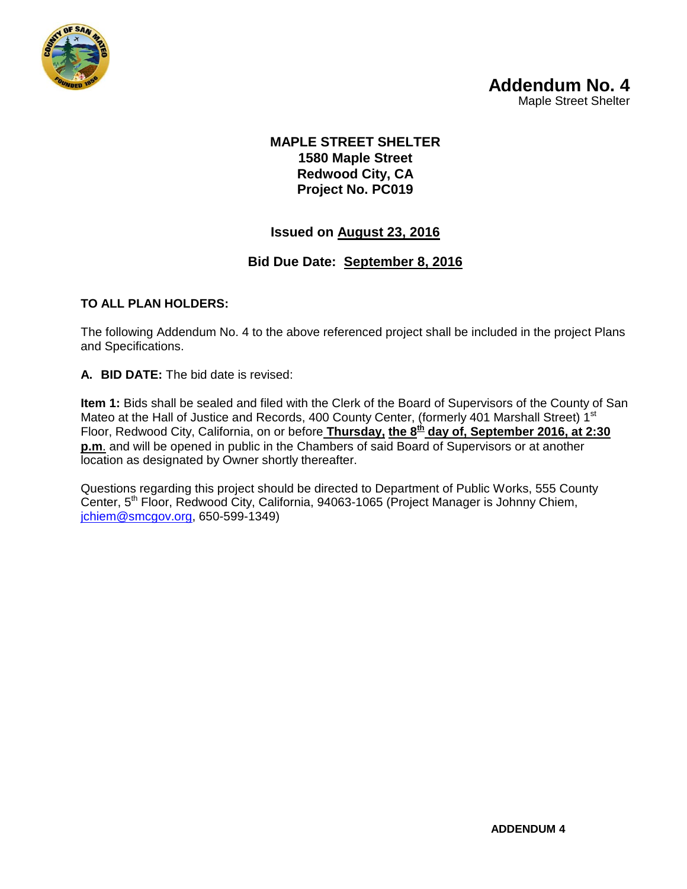# Addendum No. 4

Maple Street Shelter

**MAPLE STREET SHELTER**
**1580 Maple Street**
**Redwood City, CA**
**Project No. PC019**

**Issued on August 23, 2016**

**Bid Due Date: September 8, 2016**

**TO ALL PLAN HOLDERS:**

The following Addendum No. 4 to the above referenced project shall be included in the project Plans and Specifications.

**A. BID DATE:** The bid date is revised:

**Item 1:** Bids shall be sealed and filed with the Clerk of the Board of Supervisors of the County of San Mateo at the Hall of Justice and Records, 400 County Center, (formerly 401 Marshall Street) 1st Floor, Redwood City, California, on or before **Thursday, the 8th day of, September 2016, at 2:30 p.m**. and will be opened in public in the Chambers of said Board of Supervisors or at another location as designated by Owner shortly thereafter.

Questions regarding this project should be directed to Department of Public Works, 555 County Center, 5th Floor, Redwood City, California, 94063-1065 (Project Manager is Johnny Chiem, jchiem@smcgov.org, 650-599-1349)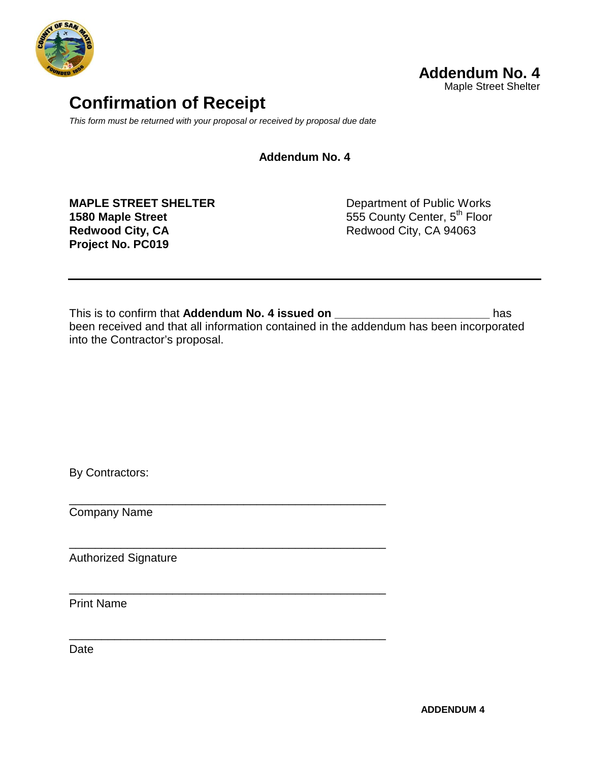**Addendum No. 4**
Maple Street Shelter

# Confirmation of Receipt

*This form must be returned with your proposal or received by proposal due date*

**Addendum No. 4**

**MAPLE STREET SHELTER**
**1580 Maple Street**
**Redwood City, CA**
**Project No. PC019**

Department of Public Works
555 County Center, 5th Floor
Redwood City, CA 94063

---

This is to confirm that **Addendum No. 4 issued on ______________________** has been received and that all information contained in the addendum has been incorporated into the Contractor's proposal.

By Contractors:

_______________________________________________
Company Name

_______________________________________________
Authorized Signature

_______________________________________________
Print Name

_______________________________________________
Date

**ADDENDUM 4**